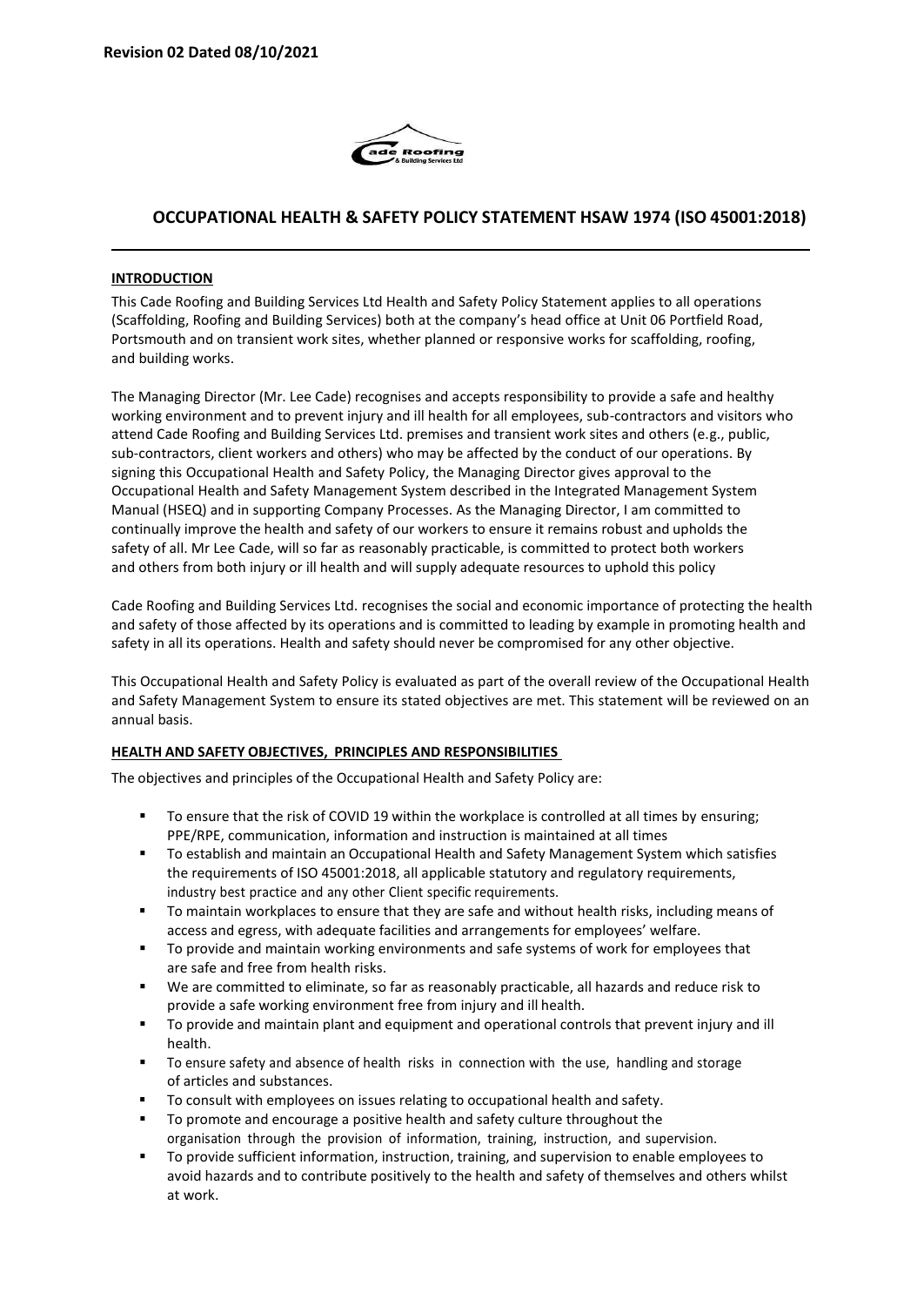**Revision 02 Dated 08/10/2021**

## OCCUPATIONAL HEALTH & SAFETY POLICY STATEMENT HSAW 1974 (ISO 45001:2018)

### INTRODUCTION

This Cade Roofing and Building Services Ltd Health and Safety Policy Statement applies to all operations (Scaffolding, Roofing and Building Services) both at the company's head office at Unit 06 Portfield Road, Portsmouth and on transient work sites, whether planned or responsive works for scaffolding, roofing, and building works.

The Managing Director (Mr. Lee Cade) recognises and accepts responsibility to provide a safe and healthy working environment and to prevent injury and ill health for all employees, sub-contractors and visitors who attend Cade Roofing and Building Services Ltd. premises and transient work sites and others (e.g., public, sub-contractors, client workers and others) who may be affected by the conduct of our operations. By signing this Occupational Health and Safety Policy, the Managing Director gives approval to the Occupational Health and Safety Management System described in the Integrated Management System Manual (HSEQ) and in supporting Company Processes. As the Managing Director, I am committed to continually improve the health and safety of our workers to ensure it remains robust and upholds the safety of all. Mr Lee Cade, will so far as reasonably practicable, is committed to protect both workers and others from both injury or ill health and will supply adequate resources to uphold this policy

Cade Roofing and Building Services Ltd. recognises the social and economic importance of protecting the health and safety of those affected by its operations and is committed to leading by example in promoting health and safety in all its operations. Health and safety should never be compromised for any other objective.

This Occupational Health and Safety Policy is evaluated as part of the overall review of the Occupational Health and Safety Management System to ensure its stated objectives are met. This statement will be reviewed on an annual basis.

### HEALTH AND SAFETY OBJECTIVES, PRINCIPLES AND RESPONSIBILITIES

The objectives and principles of the Occupational Health and Safety Policy are:

- To ensure that the risk of COVID 19 within the workplace is controlled at all times by ensuring; PPE/RPE, communication, information and instruction is maintained at all times
- To establish and maintain an Occupational Health and Safety Management System which satisfies the requirements of ISO 45001:2018, all applicable statutory and regulatory requirements, industry best practice and any other Client specific requirements.
- To maintain workplaces to ensure that they are safe and without health risks, including means of access and egress, with adequate facilities and arrangements for employees' welfare.
- To provide and maintain working environments and safe systems of work for employees that are safe and free from health risks.
- We are committed to eliminate, so far as reasonably practicable, all hazards and reduce risk to provide a safe working environment free from injury and ill health.
- To provide and maintain plant and equipment and operational controls that prevent injury and ill health.
- To ensure safety and absence of health risks in connection with the use, handling and storage of articles and substances.
- To consult with employees on issues relating to occupational health and safety.
- To promote and encourage a positive health and safety culture throughout the organisation through the provision of information, training, instruction, and supervision.
- To provide sufficient information, instruction, training, and supervision to enable employees to avoid hazards and to contribute positively to the health and safety of themselves and others whilst at work.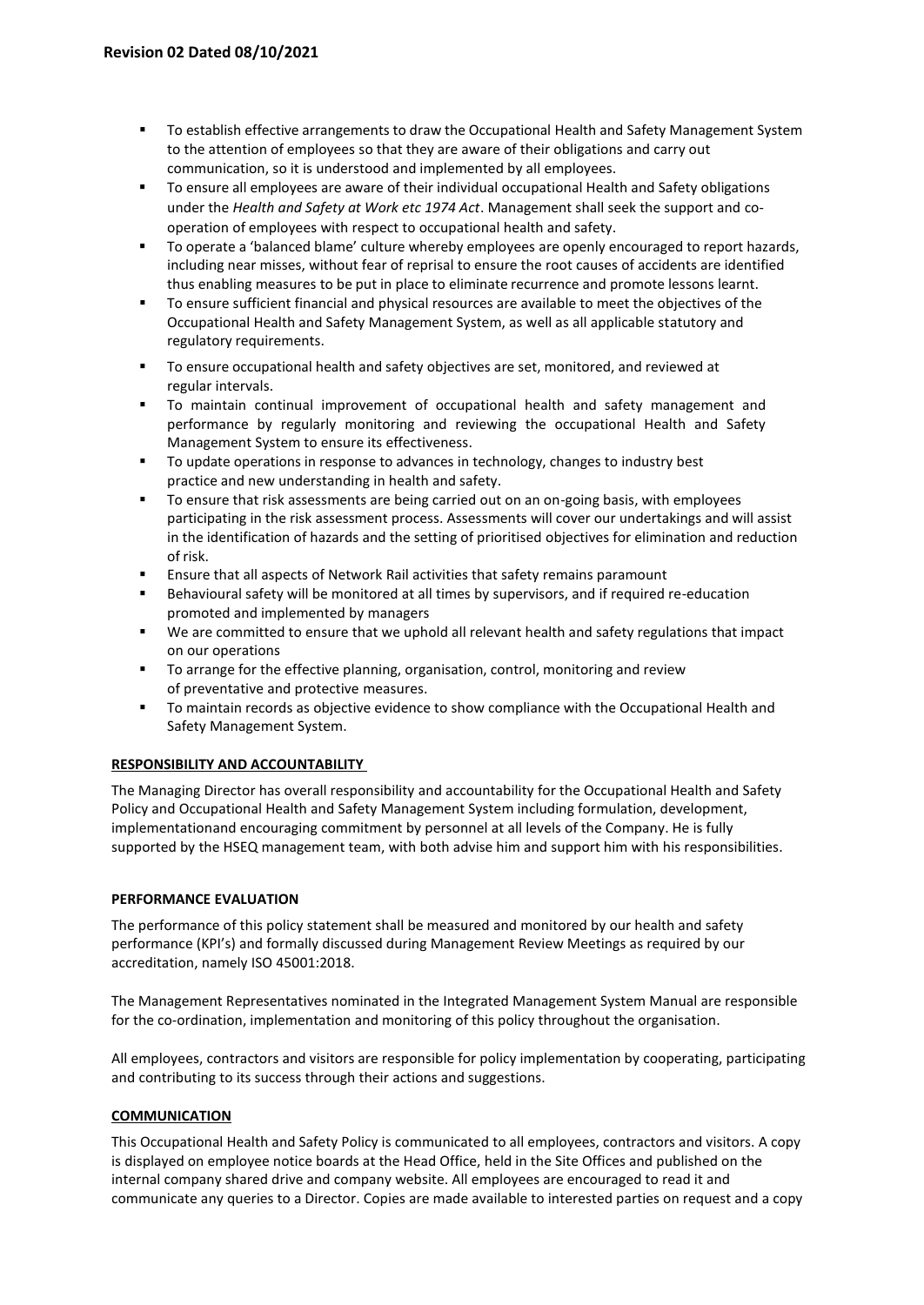- To establish effective arrangements to draw the Occupational Health and Safety Management System to the attention of employees so that they are aware of their obligations and carry out communication, so it is understood and implemented by all employees.
- To ensure all employees are aware of their individual occupational Health and Safety obligations under the *Health and Safety at Work etc 1974 Act*. Management shall seek the support and co-operation of employees with respect to occupational health and safety.
- To operate a 'balanced blame' culture whereby employees are openly encouraged to report hazards, including near misses, without fear of reprisal to ensure the root causes of accidents are identified thus enabling measures to be put in place to eliminate recurrence and promote lessons learnt.
- To ensure sufficient financial and physical resources are available to meet the objectives of the Occupational Health and Safety Management System, as well as all applicable statutory and regulatory requirements.
- To ensure occupational health and safety objectives are set, monitored, and reviewed at regular intervals.
- To maintain continual improvement of occupational health and safety management and performance by regularly monitoring and reviewing the occupational Health and Safety Management System to ensure its effectiveness.
- To update operations in response to advances in technology, changes to industry best practice and new understanding in health and safety.
- To ensure that risk assessments are being carried out on an on-going basis, with employees participating in the risk assessment process. Assessments will cover our undertakings and will assist in the identification of hazards and the setting of prioritised objectives for elimination and reduction of risk.
- Ensure that all aspects of Network Rail activities that safety remains paramount
- Behavioural safety will be monitored at all times by supervisors, and if required re-education promoted and implemented by managers
- We are committed to ensure that we uphold all relevant health and safety regulations that impact on our operations
- To arrange for the effective planning, organisation, control, monitoring and review of preventative and protective measures.
- To maintain records as objective evidence to show compliance with the Occupational Health and Safety Management System.

## RESPONSIBILITY AND ACCOUNTABILITY

The Managing Director has overall responsibility and accountability for the Occupational Health and Safety Policy and Occupational Health and Safety Management System including formulation, development, implementationand encouraging commitment by personnel at all levels of the Company. He is fully supported by the HSEQ management team, with both advise him and support him with his responsibilities.

## PERFORMANCE EVALUATION

The performance of this policy statement shall be measured and monitored by our health and safety performance (KPI's) and formally discussed during Management Review Meetings as required by our accreditation, namely ISO 45001:2018.

The Management Representatives nominated in the Integrated Management System Manual are responsible for the co-ordination, implementation and monitoring of this policy throughout the organisation.

All employees, contractors and visitors are responsible for policy implementation by cooperating, participating and contributing to its success through their actions and suggestions.

## COMMUNICATION

This Occupational Health and Safety Policy is communicated to all employees, contractors and visitors. A copy is displayed on employee notice boards at the Head Office, held in the Site Offices and published on the internal company shared drive and company website. All employees are encouraged to read it and communicate any queries to a Director. Copies are made available to interested parties on request and a copy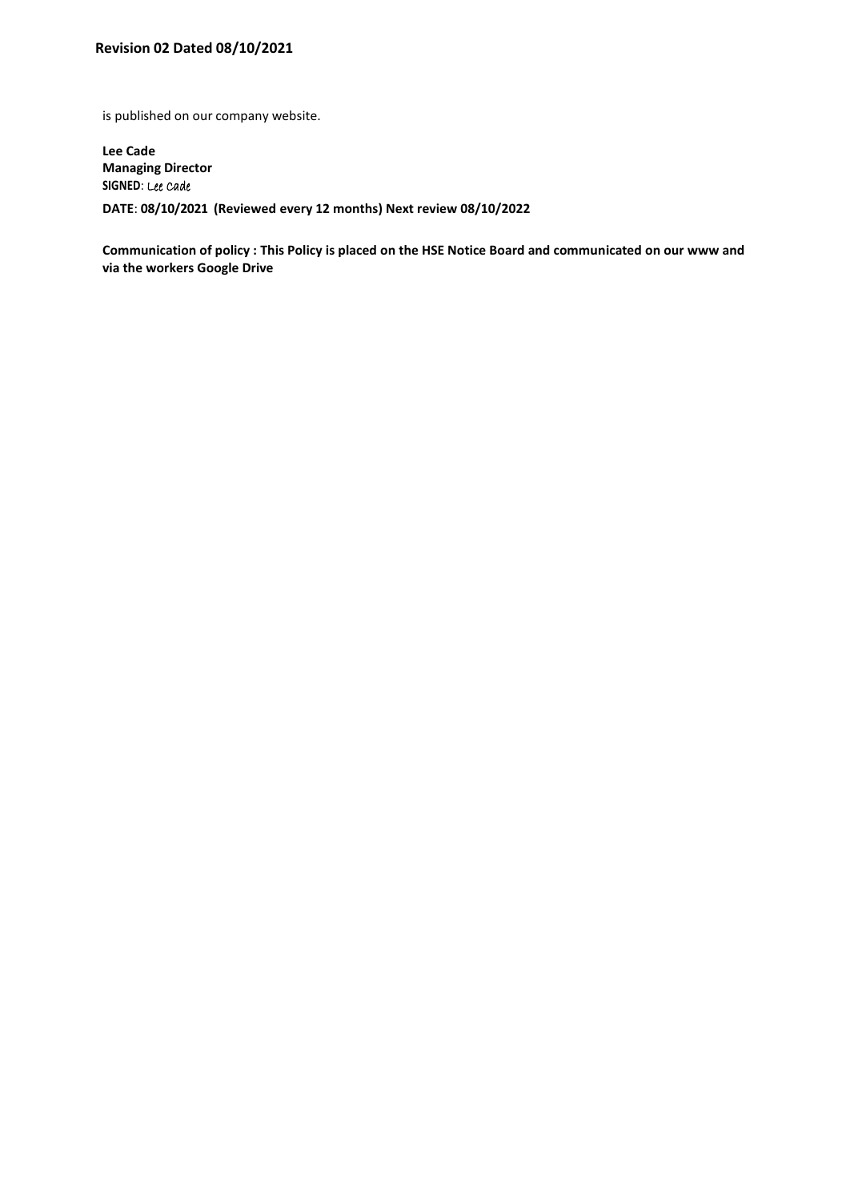is published on our company website.

**Lee Cade**
**Managing Director**
**SIGNED**: Lee Cade

**DATE**: **08/10/2021 (Reviewed every 12 months) Next review 08/10/2022**

**Communication of policy : This Policy is placed on the HSE Notice Board and communicated on our www and via the workers Google Drive**